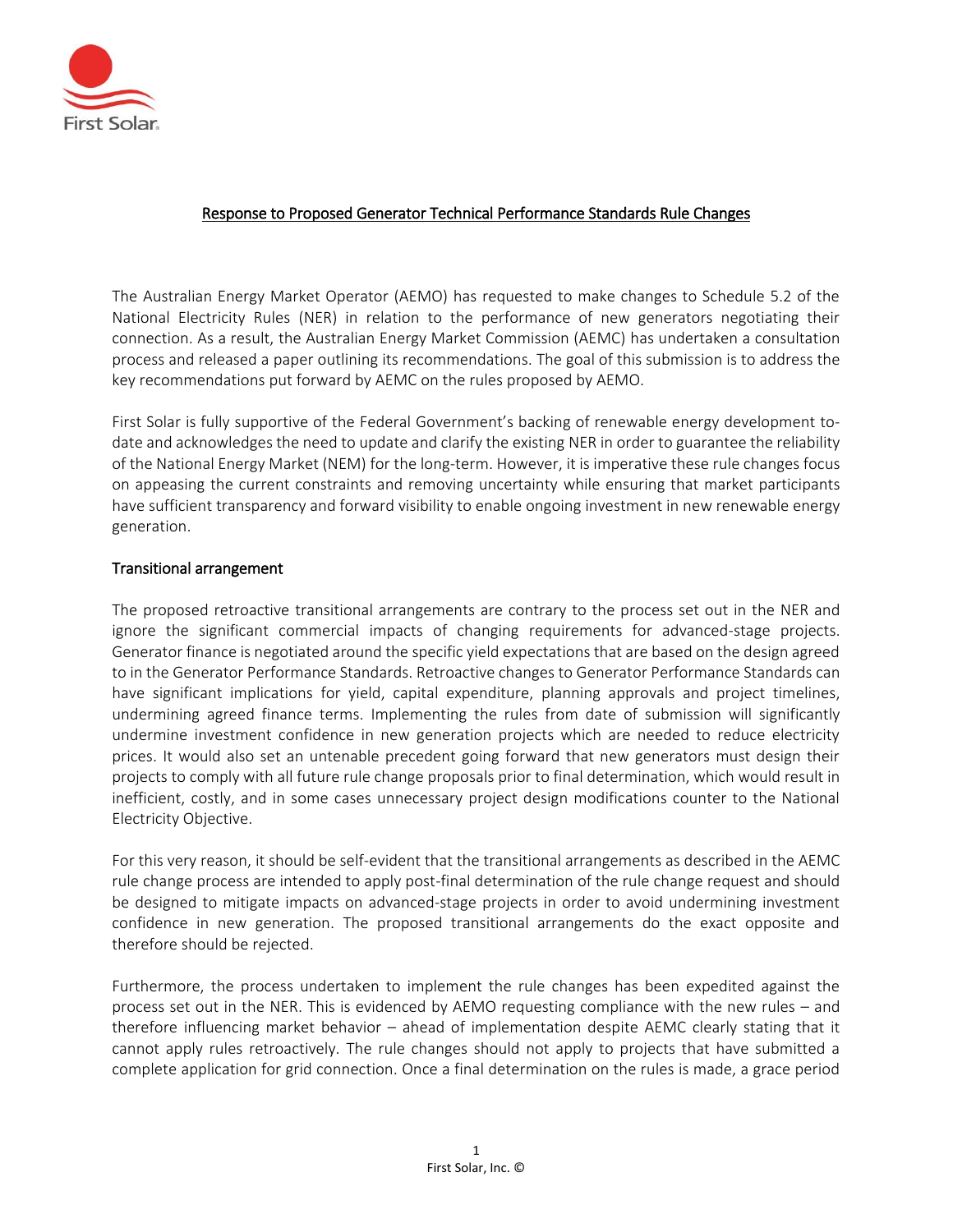# Response to Proposed Generator Technical Performance Standards Rule Changes

The Australian Energy Market Operator (AEMO) has requested to make changes to Schedule 5.2 of the National Electricity Rules (NER) in relation to the performance of new generators negotiating their connection. As a result, the Australian Energy Market Commission (AEMC) has undertaken a consultation process and released a paper outlining its recommendations. The goal of this submission is to address the key recommendations put forward by AEMC on the rules proposed by AEMO.

First Solar is fully supportive of the Federal Government's backing of renewable energy development to-date and acknowledges the need to update and clarify the existing NER in order to guarantee the reliability of the National Energy Market (NEM) for the long-term. However, it is imperative these rule changes focus on appeasing the current constraints and removing uncertainty while ensuring that market participants have sufficient transparency and forward visibility to enable ongoing investment in new renewable energy generation.

## Transitional arrangement

The proposed retroactive transitional arrangements are contrary to the process set out in the NER and ignore the significant commercial impacts of changing requirements for advanced-stage projects. Generator finance is negotiated around the specific yield expectations that are based on the design agreed to in the Generator Performance Standards. Retroactive changes to Generator Performance Standards can have significant implications for yield, capital expenditure, planning approvals and project timelines, undermining agreed finance terms. Implementing the rules from date of submission will significantly undermine investment confidence in new generation projects which are needed to reduce electricity prices. It would also set an untenable precedent going forward that new generators must design their projects to comply with all future rule change proposals prior to final determination, which would result in inefficient, costly, and in some cases unnecessary project design modifications counter to the National Electricity Objective.

For this very reason, it should be self-evident that the transitional arrangements as described in the AEMC rule change process are intended to apply post-final determination of the rule change request and should be designed to mitigate impacts on advanced-stage projects in order to avoid undermining investment confidence in new generation. The proposed transitional arrangements do the exact opposite and therefore should be rejected.

Furthermore, the process undertaken to implement the rule changes has been expedited against the process set out in the NER. This is evidenced by AEMO requesting compliance with the new rules – and therefore influencing market behavior – ahead of implementation despite AEMC clearly stating that it cannot apply rules retroactively. The rule changes should not apply to projects that have submitted a complete application for grid connection. Once a final determination on the rules is made, a grace period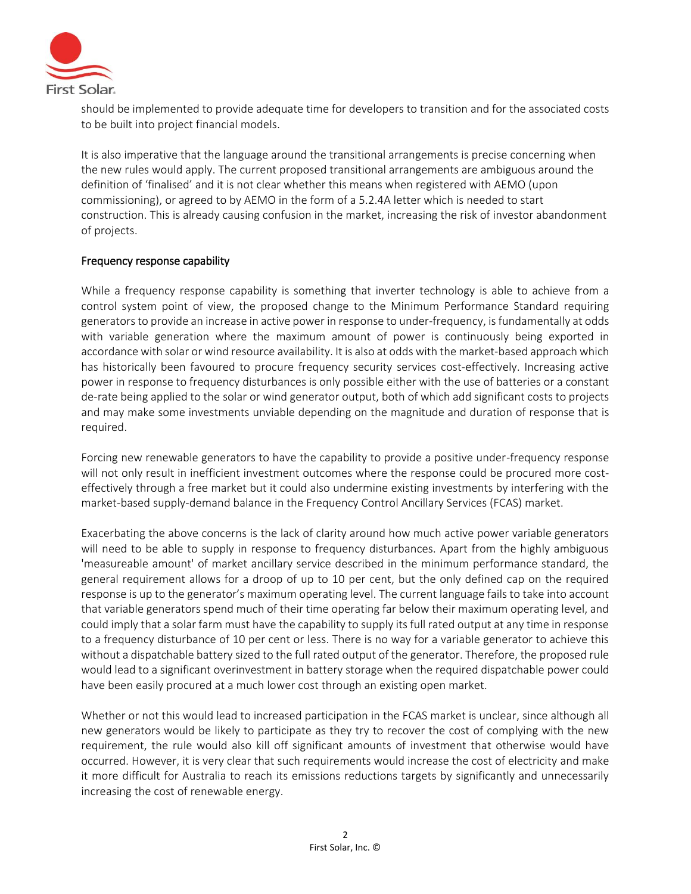should be implemented to provide adequate time for developers to transition and for the associated costs to be built into project financial models.

It is also imperative that the language around the transitional arrangements is precise concerning when the new rules would apply. The current proposed transitional arrangements are ambiguous around the definition of 'finalised' and it is not clear whether this means when registered with AEMO (upon commissioning), or agreed to by AEMO in the form of a 5.2.4A letter which is needed to start construction. This is already causing confusion in the market, increasing the risk of investor abandonment of projects.

## Frequency response capability

While a frequency response capability is something that inverter technology is able to achieve from a control system point of view, the proposed change to the Minimum Performance Standard requiring generators to provide an increase in active power in response to under-frequency, is fundamentally at odds with variable generation where the maximum amount of power is continuously being exported in accordance with solar or wind resource availability. It is also at odds with the market-based approach which has historically been favoured to procure frequency security services cost-effectively. Increasing active power in response to frequency disturbances is only possible either with the use of batteries or a constant de-rate being applied to the solar or wind generator output, both of which add significant costs to projects and may make some investments unviable depending on the magnitude and duration of response that is required.

Forcing new renewable generators to have the capability to provide a positive under-frequency response will not only result in inefficient investment outcomes where the response could be procured more cost-effectively through a free market but it could also undermine existing investments by interfering with the market-based supply-demand balance in the Frequency Control Ancillary Services (FCAS) market.

Exacerbating the above concerns is the lack of clarity around how much active power variable generators will need to be able to supply in response to frequency disturbances. Apart from the highly ambiguous 'measureable amount' of market ancillary service described in the minimum performance standard, the general requirement allows for a droop of up to 10 per cent, but the only defined cap on the required response is up to the generator's maximum operating level. The current language fails to take into account that variable generators spend much of their time operating far below their maximum operating level, and could imply that a solar farm must have the capability to supply its full rated output at any time in response to a frequency disturbance of 10 per cent or less. There is no way for a variable generator to achieve this without a dispatchable battery sized to the full rated output of the generator. Therefore, the proposed rule would lead to a significant overinvestment in battery storage when the required dispatchable power could have been easily procured at a much lower cost through an existing open market.

Whether or not this would lead to increased participation in the FCAS market is unclear, since although all new generators would be likely to participate as they try to recover the cost of complying with the new requirement, the rule would also kill off significant amounts of investment that otherwise would have occurred. However, it is very clear that such requirements would increase the cost of electricity and make it more difficult for Australia to reach its emissions reductions targets by significantly and unnecessarily increasing the cost of renewable energy.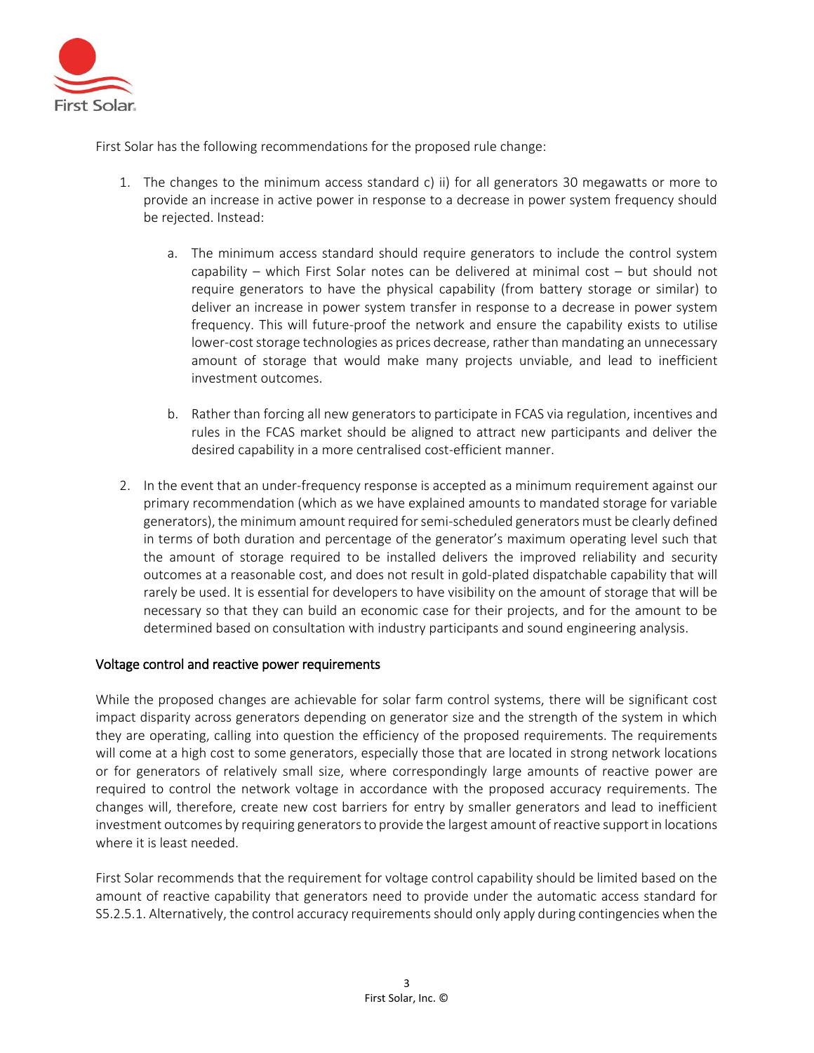First Solar has the following recommendations for the proposed rule change:

1. The changes to the minimum access standard c) ii) for all generators 30 megawatts or more to provide an increase in active power in response to a decrease in power system frequency should be rejected. Instead:

    a. The minimum access standard should require generators to include the control system capability – which First Solar notes can be delivered at minimal cost – but should not require generators to have the physical capability (from battery storage or similar) to deliver an increase in power system transfer in response to a decrease in power system frequency. This will future-proof the network and ensure the capability exists to utilise lower-cost storage technologies as prices decrease, rather than mandating an unnecessary amount of storage that would make many projects unviable, and lead to inefficient investment outcomes.

    b. Rather than forcing all new generators to participate in FCAS via regulation, incentives and rules in the FCAS market should be aligned to attract new participants and deliver the desired capability in a more centralised cost-efficient manner.

2. In the event that an under-frequency response is accepted as a minimum requirement against our primary recommendation (which as we have explained amounts to mandated storage for variable generators), the minimum amount required for semi-scheduled generators must be clearly defined in terms of both duration and percentage of the generator's maximum operating level such that the amount of storage required to be installed delivers the improved reliability and security outcomes at a reasonable cost, and does not result in gold-plated dispatchable capability that will rarely be used. It is essential for developers to have visibility on the amount of storage that will be necessary so that they can build an economic case for their projects, and for the amount to be determined based on consultation with industry participants and sound engineering analysis.

## Voltage control and reactive power requirements

While the proposed changes are achievable for solar farm control systems, there will be significant cost impact disparity across generators depending on generator size and the strength of the system in which they are operating, calling into question the efficiency of the proposed requirements. The requirements will come at a high cost to some generators, especially those that are located in strong network locations or for generators of relatively small size, where correspondingly large amounts of reactive power are required to control the network voltage in accordance with the proposed accuracy requirements. The changes will, therefore, create new cost barriers for entry by smaller generators and lead to inefficient investment outcomes by requiring generators to provide the largest amount of reactive support in locations where it is least needed.

First Solar recommends that the requirement for voltage control capability should be limited based on the amount of reactive capability that generators need to provide under the automatic access standard for S5.2.5.1. Alternatively, the control accuracy requirements should only apply during contingencies when the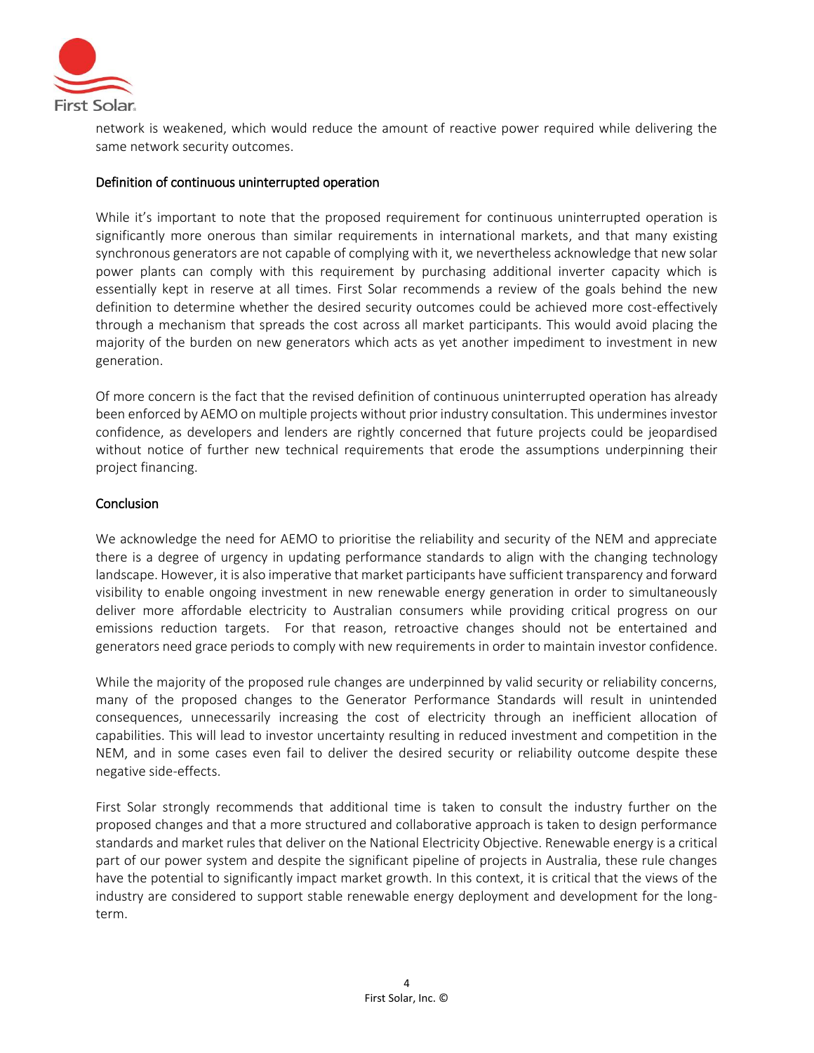network is weakened, which would reduce the amount of reactive power required while delivering the same network security outcomes.

### Definition of continuous uninterrupted operation

While it's important to note that the proposed requirement for continuous uninterrupted operation is significantly more onerous than similar requirements in international markets, and that many existing synchronous generators are not capable of complying with it, we nevertheless acknowledge that new solar power plants can comply with this requirement by purchasing additional inverter capacity which is essentially kept in reserve at all times. First Solar recommends a review of the goals behind the new definition to determine whether the desired security outcomes could be achieved more cost-effectively through a mechanism that spreads the cost across all market participants. This would avoid placing the majority of the burden on new generators which acts as yet another impediment to investment in new generation.

Of more concern is the fact that the revised definition of continuous uninterrupted operation has already been enforced by AEMO on multiple projects without prior industry consultation. This undermines investor confidence, as developers and lenders are rightly concerned that future projects could be jeopardised without notice of further new technical requirements that erode the assumptions underpinning their project financing.

### Conclusion

We acknowledge the need for AEMO to prioritise the reliability and security of the NEM and appreciate there is a degree of urgency in updating performance standards to align with the changing technology landscape. However, it is also imperative that market participants have sufficient transparency and forward visibility to enable ongoing investment in new renewable energy generation in order to simultaneously deliver more affordable electricity to Australian consumers while providing critical progress on our emissions reduction targets. For that reason, retroactive changes should not be entertained and generators need grace periods to comply with new requirements in order to maintain investor confidence.

While the majority of the proposed rule changes are underpinned by valid security or reliability concerns, many of the proposed changes to the Generator Performance Standards will result in unintended consequences, unnecessarily increasing the cost of electricity through an inefficient allocation of capabilities. This will lead to investor uncertainty resulting in reduced investment and competition in the NEM, and in some cases even fail to deliver the desired security or reliability outcome despite these negative side-effects.

First Solar strongly recommends that additional time is taken to consult the industry further on the proposed changes and that a more structured and collaborative approach is taken to design performance standards and market rules that deliver on the National Electricity Objective. Renewable energy is a critical part of our power system and despite the significant pipeline of projects in Australia, these rule changes have the potential to significantly impact market growth. In this context, it is critical that the views of the industry are considered to support stable renewable energy deployment and development for the long-term.